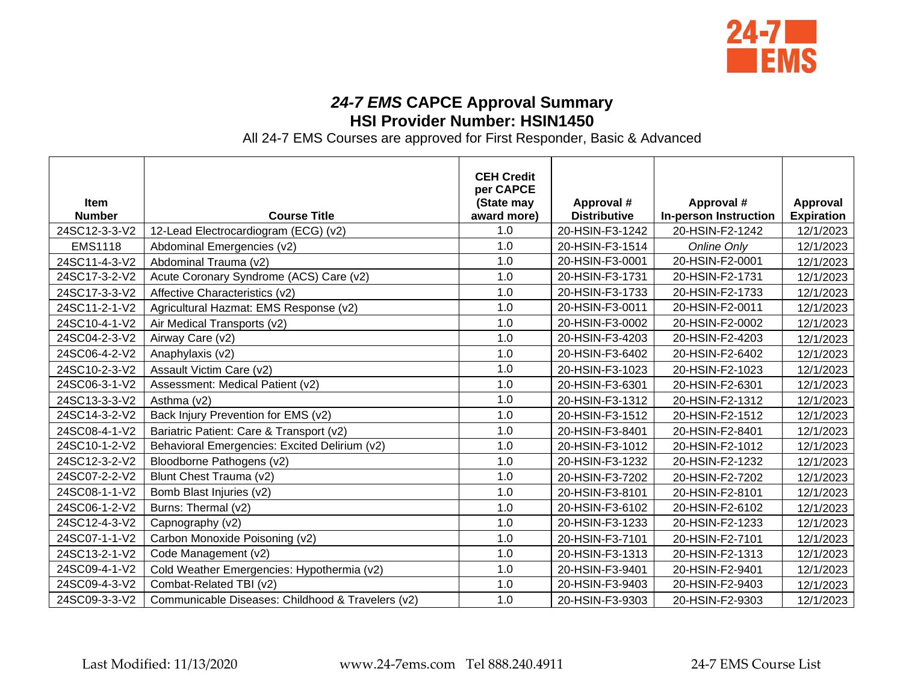# *24-7 EMS* CAPCE Approval Summary
## HSI Provider Number: HSIN1450

All 24-7 EMS Courses are approved for First Responder, Basic & Advanced

| Item Number | Course Title | CEH Credit per CAPCE (State may award more) | Approval # Distributive | Approval # In-person Instruction | Approval Expiration |
|---|---|---|---|---|---|
| 24SC12-3-3-V2 | 12-Lead Electrocardiogram (ECG) (v2) | 1.0 | 20-HSIN-F3-1242 | 20-HSIN-F2-1242 | 12/1/2023 |
| EMS1118 | Abdominal Emergencies (v2) | 1.0 | 20-HSIN-F3-1514 | *Online Only* | 12/1/2023 |
| 24SC11-4-3-V2 | Abdominal Trauma (v2) | 1.0 | 20-HSIN-F3-0001 | 20-HSIN-F2-0001 | 12/1/2023 |
| 24SC17-3-2-V2 | Acute Coronary Syndrome (ACS) Care (v2) | 1.0 | 20-HSIN-F3-1731 | 20-HSIN-F2-1731 | 12/1/2023 |
| 24SC17-3-3-V2 | Affective Characteristics (v2) | 1.0 | 20-HSIN-F3-1733 | 20-HSIN-F2-1733 | 12/1/2023 |
| 24SC11-2-1-V2 | Agricultural Hazmat: EMS Response (v2) | 1.0 | 20-HSIN-F3-0011 | 20-HSIN-F2-0011 | 12/1/2023 |
| 24SC10-4-1-V2 | Air Medical Transports (v2) | 1.0 | 20-HSIN-F3-0002 | 20-HSIN-F2-0002 | 12/1/2023 |
| 24SC04-2-3-V2 | Airway Care (v2) | 1.0 | 20-HSIN-F3-4203 | 20-HSIN-F2-4203 | 12/1/2023 |
| 24SC06-4-2-V2 | Anaphylaxis (v2) | 1.0 | 20-HSIN-F3-6402 | 20-HSIN-F2-6402 | 12/1/2023 |
| 24SC10-2-3-V2 | Assault Victim Care (v2) | 1.0 | 20-HSIN-F3-1023 | 20-HSIN-F2-1023 | 12/1/2023 |
| 24SC06-3-1-V2 | Assessment: Medical Patient (v2) | 1.0 | 20-HSIN-F3-6301 | 20-HSIN-F2-6301 | 12/1/2023 |
| 24SC13-3-3-V2 | Asthma (v2) | 1.0 | 20-HSIN-F3-1312 | 20-HSIN-F2-1312 | 12/1/2023 |
| 24SC14-3-2-V2 | Back Injury Prevention for EMS (v2) | 1.0 | 20-HSIN-F3-1512 | 20-HSIN-F2-1512 | 12/1/2023 |
| 24SC08-4-1-V2 | Bariatric Patient: Care & Transport (v2) | 1.0 | 20-HSIN-F3-8401 | 20-HSIN-F2-8401 | 12/1/2023 |
| 24SC10-1-2-V2 | Behavioral Emergencies: Excited Delirium (v2) | 1.0 | 20-HSIN-F3-1012 | 20-HSIN-F2-1012 | 12/1/2023 |
| 24SC12-3-2-V2 | Bloodborne Pathogens (v2) | 1.0 | 20-HSIN-F3-1232 | 20-HSIN-F2-1232 | 12/1/2023 |
| 24SC07-2-2-V2 | Blunt Chest Trauma (v2) | 1.0 | 20-HSIN-F3-7202 | 20-HSIN-F2-7202 | 12/1/2023 |
| 24SC08-1-1-V2 | Bomb Blast Injuries (v2) | 1.0 | 20-HSIN-F3-8101 | 20-HSIN-F2-8101 | 12/1/2023 |
| 24SC06-1-2-V2 | Burns: Thermal (v2) | 1.0 | 20-HSIN-F3-6102 | 20-HSIN-F2-6102 | 12/1/2023 |
| 24SC12-4-3-V2 | Capnography (v2) | 1.0 | 20-HSIN-F3-1233 | 20-HSIN-F2-1233 | 12/1/2023 |
| 24SC07-1-1-V2 | Carbon Monoxide Poisoning (v2) | 1.0 | 20-HSIN-F3-7101 | 20-HSIN-F2-7101 | 12/1/2023 |
| 24SC13-2-1-V2 | Code Management (v2) | 1.0 | 20-HSIN-F3-1313 | 20-HSIN-F2-1313 | 12/1/2023 |
| 24SC09-4-1-V2 | Cold Weather Emergencies: Hypothermia (v2) | 1.0 | 20-HSIN-F3-9401 | 20-HSIN-F2-9401 | 12/1/2023 |
| 24SC09-4-3-V2 | Combat-Related TBI (v2) | 1.0 | 20-HSIN-F3-9403 | 20-HSIN-F2-9403 | 12/1/2023 |
| 24SC09-3-3-V2 | Communicable Diseases: Childhood & Travelers (v2) | 1.0 | 20-HSIN-F3-9303 | 20-HSIN-F2-9303 | 12/1/2023 |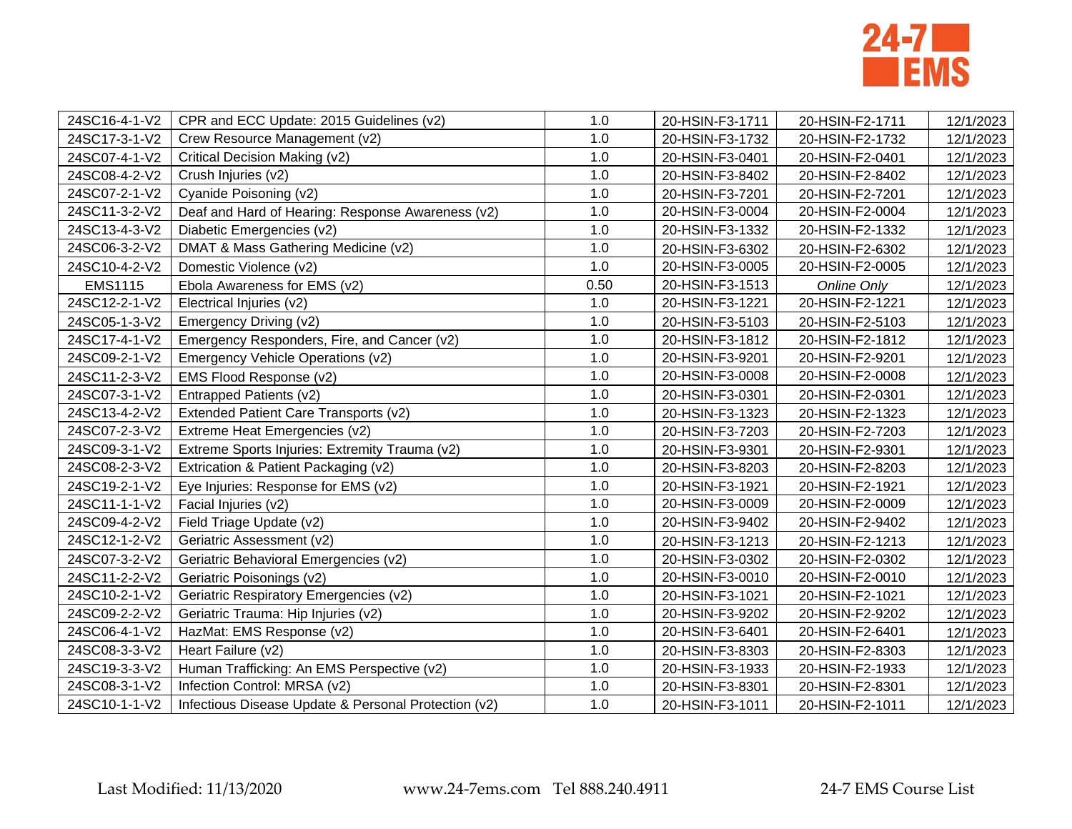| 24SC16-4-1-V2 | CPR and ECC Update: 2015 Guidelines (v2) | 1.0 | 20-HSIN-F3-1711 | 20-HSIN-F2-1711 | 12/1/2023 |
|---|---|---|---|---|---|
| 24SC17-3-1-V2 | Crew Resource Management (v2) | 1.0 | 20-HSIN-F3-1732 | 20-HSIN-F2-1732 | 12/1/2023 |
| 24SC07-4-1-V2 | Critical Decision Making (v2) | 1.0 | 20-HSIN-F3-0401 | 20-HSIN-F2-0401 | 12/1/2023 |
| 24SC08-4-2-V2 | Crush Injuries (v2) | 1.0 | 20-HSIN-F3-8402 | 20-HSIN-F2-8402 | 12/1/2023 |
| 24SC07-2-1-V2 | Cyanide Poisoning (v2) | 1.0 | 20-HSIN-F3-7201 | 20-HSIN-F2-7201 | 12/1/2023 |
| 24SC11-3-2-V2 | Deaf and Hard of Hearing: Response Awareness (v2) | 1.0 | 20-HSIN-F3-0004 | 20-HSIN-F2-0004 | 12/1/2023 |
| 24SC13-4-3-V2 | Diabetic Emergencies (v2) | 1.0 | 20-HSIN-F3-1332 | 20-HSIN-F2-1332 | 12/1/2023 |
| 24SC06-3-2-V2 | DMAT & Mass Gathering Medicine (v2) | 1.0 | 20-HSIN-F3-6302 | 20-HSIN-F2-6302 | 12/1/2023 |
| 24SC10-4-2-V2 | Domestic Violence (v2) | 1.0 | 20-HSIN-F3-0005 | 20-HSIN-F2-0005 | 12/1/2023 |
| EMS1115 | Ebola Awareness for EMS (v2) | 0.50 | 20-HSIN-F3-1513 | *Online Only* | 12/1/2023 |
| 24SC12-2-1-V2 | Electrical Injuries (v2) | 1.0 | 20-HSIN-F3-1221 | 20-HSIN-F2-1221 | 12/1/2023 |
| 24SC05-1-3-V2 | Emergency Driving (v2) | 1.0 | 20-HSIN-F3-5103 | 20-HSIN-F2-5103 | 12/1/2023 |
| 24SC17-4-1-V2 | Emergency Responders, Fire, and Cancer (v2) | 1.0 | 20-HSIN-F3-1812 | 20-HSIN-F2-1812 | 12/1/2023 |
| 24SC09-2-1-V2 | Emergency Vehicle Operations (v2) | 1.0 | 20-HSIN-F3-9201 | 20-HSIN-F2-9201 | 12/1/2023 |
| 24SC11-2-3-V2 | EMS Flood Response (v2) | 1.0 | 20-HSIN-F3-0008 | 20-HSIN-F2-0008 | 12/1/2023 |
| 24SC07-3-1-V2 | Entrapped Patients (v2) | 1.0 | 20-HSIN-F3-0301 | 20-HSIN-F2-0301 | 12/1/2023 |
| 24SC13-4-2-V2 | Extended Patient Care Transports (v2) | 1.0 | 20-HSIN-F3-1323 | 20-HSIN-F2-1323 | 12/1/2023 |
| 24SC07-2-3-V2 | Extreme Heat Emergencies (v2) | 1.0 | 20-HSIN-F3-7203 | 20-HSIN-F2-7203 | 12/1/2023 |
| 24SC09-3-1-V2 | Extreme Sports Injuries: Extremity Trauma (v2) | 1.0 | 20-HSIN-F3-9301 | 20-HSIN-F2-9301 | 12/1/2023 |
| 24SC08-2-3-V2 | Extrication & Patient Packaging (v2) | 1.0 | 20-HSIN-F3-8203 | 20-HSIN-F2-8203 | 12/1/2023 |
| 24SC19-2-1-V2 | Eye Injuries: Response for EMS (v2) | 1.0 | 20-HSIN-F3-1921 | 20-HSIN-F2-1921 | 12/1/2023 |
| 24SC11-1-1-V2 | Facial Injuries (v2) | 1.0 | 20-HSIN-F3-0009 | 20-HSIN-F2-0009 | 12/1/2023 |
| 24SC09-4-2-V2 | Field Triage Update (v2) | 1.0 | 20-HSIN-F3-9402 | 20-HSIN-F2-9402 | 12/1/2023 |
| 24SC12-1-2-V2 | Geriatric Assessment (v2) | 1.0 | 20-HSIN-F3-1213 | 20-HSIN-F2-1213 | 12/1/2023 |
| 24SC07-3-2-V2 | Geriatric Behavioral Emergencies (v2) | 1.0 | 20-HSIN-F3-0302 | 20-HSIN-F2-0302 | 12/1/2023 |
| 24SC11-2-2-V2 | Geriatric Poisonings (v2) | 1.0 | 20-HSIN-F3-0010 | 20-HSIN-F2-0010 | 12/1/2023 |
| 24SC10-2-1-V2 | Geriatric Respiratory Emergencies (v2) | 1.0 | 20-HSIN-F3-1021 | 20-HSIN-F2-1021 | 12/1/2023 |
| 24SC09-2-2-V2 | Geriatric Trauma: Hip Injuries (v2) | 1.0 | 20-HSIN-F3-9202 | 20-HSIN-F2-9202 | 12/1/2023 |
| 24SC06-4-1-V2 | HazMat: EMS Response (v2) | 1.0 | 20-HSIN-F3-6401 | 20-HSIN-F2-6401 | 12/1/2023 |
| 24SC08-3-3-V2 | Heart Failure (v2) | 1.0 | 20-HSIN-F3-8303 | 20-HSIN-F2-8303 | 12/1/2023 |
| 24SC19-3-3-V2 | Human Trafficking: An EMS Perspective (v2) | 1.0 | 20-HSIN-F3-1933 | 20-HSIN-F2-1933 | 12/1/2023 |
| 24SC08-3-1-V2 | Infection Control: MRSA (v2) | 1.0 | 20-HSIN-F3-8301 | 20-HSIN-F2-8301 | 12/1/2023 |
| 24SC10-1-1-V2 | Infectious Disease Update & Personal Protection (v2) | 1.0 | 20-HSIN-F3-1011 | 20-HSIN-F2-1011 | 12/1/2023 |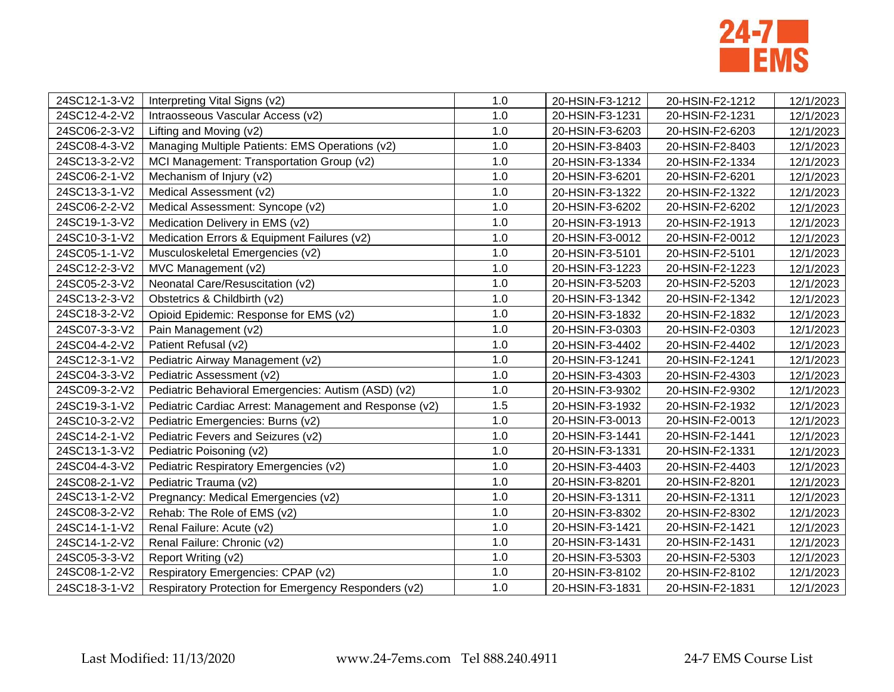| 24SC12-1-3-V2 | Interpreting Vital Signs (v2) | 1.0 | 20-HSIN-F3-1212 | 20-HSIN-F2-1212 | 12/1/2023 |
|---|---|---|---|---|---|
| 24SC12-4-2-V2 | Intraosseous Vascular Access (v2) | 1.0 | 20-HSIN-F3-1231 | 20-HSIN-F2-1231 | 12/1/2023 |
| 24SC06-2-3-V2 | Lifting and Moving (v2) | 1.0 | 20-HSIN-F3-6203 | 20-HSIN-F2-6203 | 12/1/2023 |
| 24SC08-4-3-V2 | Managing Multiple Patients: EMS Operations (v2) | 1.0 | 20-HSIN-F3-8403 | 20-HSIN-F2-8403 | 12/1/2023 |
| 24SC13-3-2-V2 | MCI Management: Transportation Group (v2) | 1.0 | 20-HSIN-F3-1334 | 20-HSIN-F2-1334 | 12/1/2023 |
| 24SC06-2-1-V2 | Mechanism of Injury (v2) | 1.0 | 20-HSIN-F3-6201 | 20-HSIN-F2-6201 | 12/1/2023 |
| 24SC13-3-1-V2 | Medical Assessment (v2) | 1.0 | 20-HSIN-F3-1322 | 20-HSIN-F2-1322 | 12/1/2023 |
| 24SC06-2-2-V2 | Medical Assessment: Syncope (v2) | 1.0 | 20-HSIN-F3-6202 | 20-HSIN-F2-6202 | 12/1/2023 |
| 24SC19-1-3-V2 | Medication Delivery in EMS (v2) | 1.0 | 20-HSIN-F3-1913 | 20-HSIN-F2-1913 | 12/1/2023 |
| 24SC10-3-1-V2 | Medication Errors & Equipment Failures (v2) | 1.0 | 20-HSIN-F3-0012 | 20-HSIN-F2-0012 | 12/1/2023 |
| 24SC05-1-1-V2 | Musculoskeletal Emergencies (v2) | 1.0 | 20-HSIN-F3-5101 | 20-HSIN-F2-5101 | 12/1/2023 |
| 24SC12-2-3-V2 | MVC Management (v2) | 1.0 | 20-HSIN-F3-1223 | 20-HSIN-F2-1223 | 12/1/2023 |
| 24SC05-2-3-V2 | Neonatal Care/Resuscitation (v2) | 1.0 | 20-HSIN-F3-5203 | 20-HSIN-F2-5203 | 12/1/2023 |
| 24SC13-2-3-V2 | Obstetrics & Childbirth (v2) | 1.0 | 20-HSIN-F3-1342 | 20-HSIN-F2-1342 | 12/1/2023 |
| 24SC18-3-2-V2 | Opioid Epidemic: Response for EMS (v2) | 1.0 | 20-HSIN-F3-1832 | 20-HSIN-F2-1832 | 12/1/2023 |
| 24SC07-3-3-V2 | Pain Management (v2) | 1.0 | 20-HSIN-F3-0303 | 20-HSIN-F2-0303 | 12/1/2023 |
| 24SC04-4-2-V2 | Patient Refusal (v2) | 1.0 | 20-HSIN-F3-4402 | 20-HSIN-F2-4402 | 12/1/2023 |
| 24SC12-3-1-V2 | Pediatric Airway Management (v2) | 1.0 | 20-HSIN-F3-1241 | 20-HSIN-F2-1241 | 12/1/2023 |
| 24SC04-3-3-V2 | Pediatric Assessment (v2) | 1.0 | 20-HSIN-F3-4303 | 20-HSIN-F2-4303 | 12/1/2023 |
| 24SC09-3-2-V2 | Pediatric Behavioral Emergencies: Autism (ASD) (v2) | 1.0 | 20-HSIN-F3-9302 | 20-HSIN-F2-9302 | 12/1/2023 |
| 24SC19-3-1-V2 | Pediatric Cardiac Arrest: Management and Response (v2) | 1.5 | 20-HSIN-F3-1932 | 20-HSIN-F2-1932 | 12/1/2023 |
| 24SC10-3-2-V2 | Pediatric Emergencies: Burns (v2) | 1.0 | 20-HSIN-F3-0013 | 20-HSIN-F2-0013 | 12/1/2023 |
| 24SC14-2-1-V2 | Pediatric Fevers and Seizures (v2) | 1.0 | 20-HSIN-F3-1441 | 20-HSIN-F2-1441 | 12/1/2023 |
| 24SC13-1-3-V2 | Pediatric Poisoning (v2) | 1.0 | 20-HSIN-F3-1331 | 20-HSIN-F2-1331 | 12/1/2023 |
| 24SC04-4-3-V2 | Pediatric Respiratory Emergencies (v2) | 1.0 | 20-HSIN-F3-4403 | 20-HSIN-F2-4403 | 12/1/2023 |
| 24SC08-2-1-V2 | Pediatric Trauma (v2) | 1.0 | 20-HSIN-F3-8201 | 20-HSIN-F2-8201 | 12/1/2023 |
| 24SC13-1-2-V2 | Pregnancy: Medical Emergencies (v2) | 1.0 | 20-HSIN-F3-1311 | 20-HSIN-F2-1311 | 12/1/2023 |
| 24SC08-3-2-V2 | Rehab: The Role of EMS (v2) | 1.0 | 20-HSIN-F3-8302 | 20-HSIN-F2-8302 | 12/1/2023 |
| 24SC14-1-1-V2 | Renal Failure: Acute (v2) | 1.0 | 20-HSIN-F3-1421 | 20-HSIN-F2-1421 | 12/1/2023 |
| 24SC14-1-2-V2 | Renal Failure: Chronic (v2) | 1.0 | 20-HSIN-F3-1431 | 20-HSIN-F2-1431 | 12/1/2023 |
| 24SC05-3-3-V2 | Report Writing (v2) | 1.0 | 20-HSIN-F3-5303 | 20-HSIN-F2-5303 | 12/1/2023 |
| 24SC08-1-2-V2 | Respiratory Emergencies: CPAP (v2) | 1.0 | 20-HSIN-F3-8102 | 20-HSIN-F2-8102 | 12/1/2023 |
| 24SC18-3-1-V2 | Respiratory Protection for Emergency Responders (v2) | 1.0 | 20-HSIN-F3-1831 | 20-HSIN-F2-1831 | 12/1/2023 |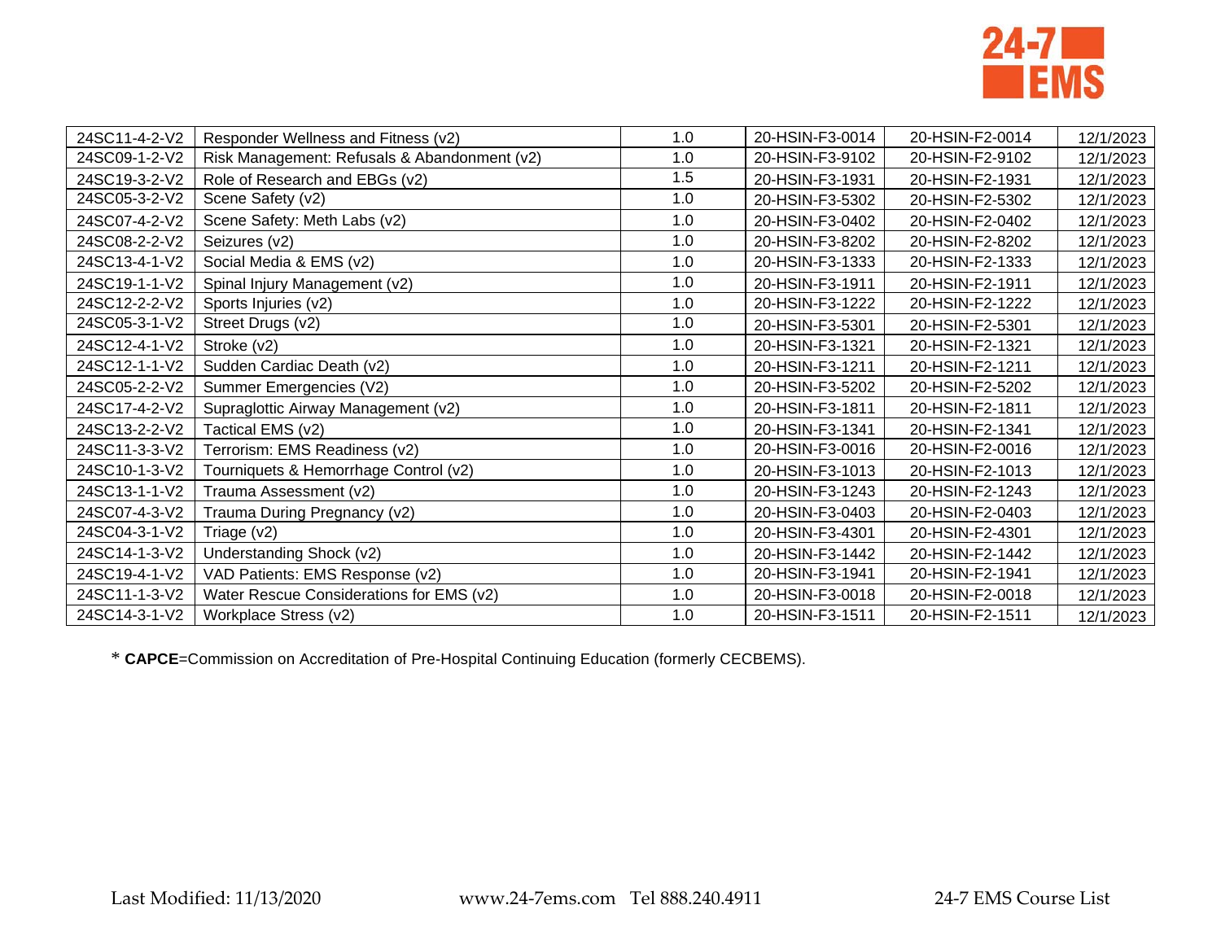| | | | | | |
|---|---|---|---|---|---|
| 24SC11-4-2-V2 | Responder Wellness and Fitness (v2) | 1.0 | 20-HSIN-F3-0014 | 20-HSIN-F2-0014 | 12/1/2023 |
| 24SC09-1-2-V2 | Risk Management: Refusals & Abandonment (v2) | 1.0 | 20-HSIN-F3-9102 | 20-HSIN-F2-9102 | 12/1/2023 |
| 24SC19-3-2-V2 | Role of Research and EBGs (v2) | 1.5 | 20-HSIN-F3-1931 | 20-HSIN-F2-1931 | 12/1/2023 |
| 24SC05-3-2-V2 | Scene Safety (v2) | 1.0 | 20-HSIN-F3-5302 | 20-HSIN-F2-5302 | 12/1/2023 |
| 24SC07-4-2-V2 | Scene Safety: Meth Labs (v2) | 1.0 | 20-HSIN-F3-0402 | 20-HSIN-F2-0402 | 12/1/2023 |
| 24SC08-2-2-V2 | Seizures (v2) | 1.0 | 20-HSIN-F3-8202 | 20-HSIN-F2-8202 | 12/1/2023 |
| 24SC13-4-1-V2 | Social Media & EMS (v2) | 1.0 | 20-HSIN-F3-1333 | 20-HSIN-F2-1333 | 12/1/2023 |
| 24SC19-1-1-V2 | Spinal Injury Management (v2) | 1.0 | 20-HSIN-F3-1911 | 20-HSIN-F2-1911 | 12/1/2023 |
| 24SC12-2-2-V2 | Sports Injuries (v2) | 1.0 | 20-HSIN-F3-1222 | 20-HSIN-F2-1222 | 12/1/2023 |
| 24SC05-3-1-V2 | Street Drugs (v2) | 1.0 | 20-HSIN-F3-5301 | 20-HSIN-F2-5301 | 12/1/2023 |
| 24SC12-4-1-V2 | Stroke (v2) | 1.0 | 20-HSIN-F3-1321 | 20-HSIN-F2-1321 | 12/1/2023 |
| 24SC12-1-1-V2 | Sudden Cardiac Death (v2) | 1.0 | 20-HSIN-F3-1211 | 20-HSIN-F2-1211 | 12/1/2023 |
| 24SC05-2-2-V2 | Summer Emergencies (V2) | 1.0 | 20-HSIN-F3-5202 | 20-HSIN-F2-5202 | 12/1/2023 |
| 24SC17-4-2-V2 | Supraglottic Airway Management (v2) | 1.0 | 20-HSIN-F3-1811 | 20-HSIN-F2-1811 | 12/1/2023 |
| 24SC13-2-2-V2 | Tactical EMS (v2) | 1.0 | 20-HSIN-F3-1341 | 20-HSIN-F2-1341 | 12/1/2023 |
| 24SC11-3-3-V2 | Terrorism: EMS Readiness (v2) | 1.0 | 20-HSIN-F3-0016 | 20-HSIN-F2-0016 | 12/1/2023 |
| 24SC10-1-3-V2 | Tourniquets & Hemorrhage Control (v2) | 1.0 | 20-HSIN-F3-1013 | 20-HSIN-F2-1013 | 12/1/2023 |
| 24SC13-1-1-V2 | Trauma Assessment (v2) | 1.0 | 20-HSIN-F3-1243 | 20-HSIN-F2-1243 | 12/1/2023 |
| 24SC07-4-3-V2 | Trauma During Pregnancy (v2) | 1.0 | 20-HSIN-F3-0403 | 20-HSIN-F2-0403 | 12/1/2023 |
| 24SC04-3-1-V2 | Triage (v2) | 1.0 | 20-HSIN-F3-4301 | 20-HSIN-F2-4301 | 12/1/2023 |
| 24SC14-1-3-V2 | Understanding Shock (v2) | 1.0 | 20-HSIN-F3-1442 | 20-HSIN-F2-1442 | 12/1/2023 |
| 24SC19-4-1-V2 | VAD Patients: EMS Response (v2) | 1.0 | 20-HSIN-F3-1941 | 20-HSIN-F2-1941 | 12/1/2023 |
| 24SC11-1-3-V2 | Water Rescue Considerations for EMS (v2) | 1.0 | 20-HSIN-F3-0018 | 20-HSIN-F2-0018 | 12/1/2023 |
| 24SC14-3-1-V2 | Workplace Stress (v2) | 1.0 | 20-HSIN-F3-1511 | 20-HSIN-F2-1511 | 12/1/2023 |

* **CAPCE**=Commission on Accreditation of Pre-Hospital Continuing Education (formerly CECBEMS).